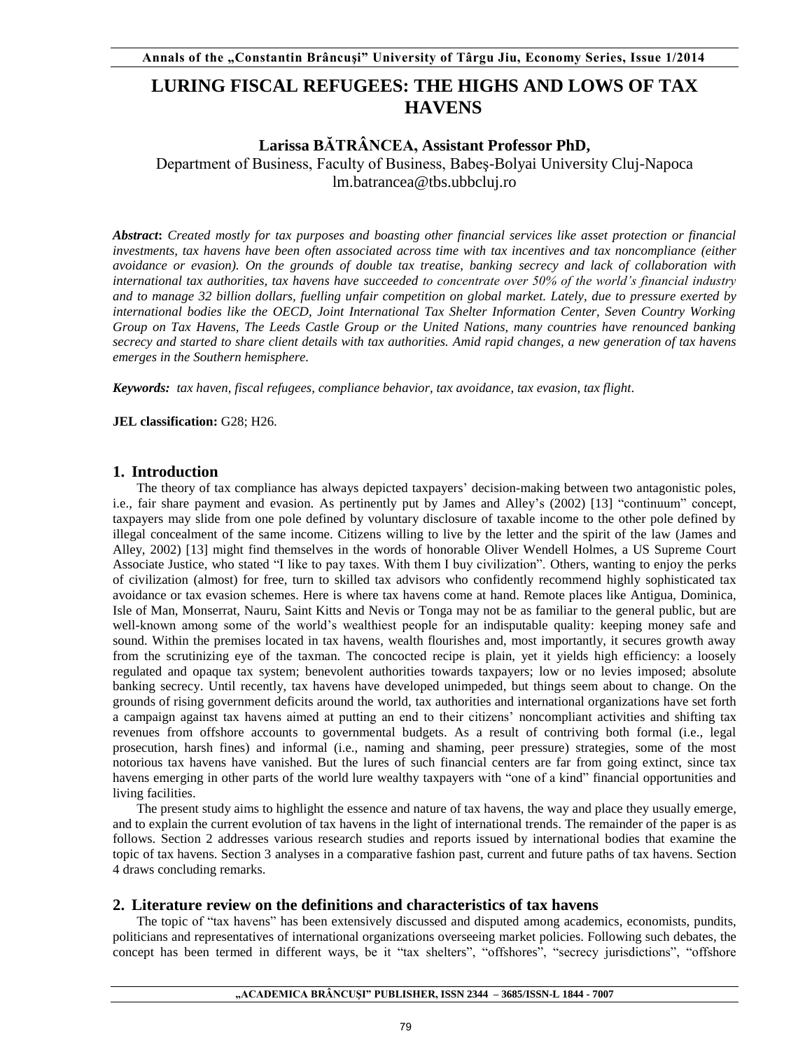# LURING FISCAL REFUGEES: THE HIGHS AND LOWS OF TAX HAVENS

**Larissa BĂTRÂNCEA, Assistant Professor PhD,**
Department of Business, Faculty of Business, Babeş-Bolyai University Cluj-Napoca
lm.batrancea@tbs.ubbcluj.ro

***Abstract*:** *Created mostly for tax purposes and boasting other financial services like asset protection or financial investments, tax havens have been often associated across time with tax incentives and tax noncompliance (either avoidance or evasion). On the grounds of double tax treatise, banking secrecy and lack of collaboration with international tax authorities, tax havens have succeeded to concentrate over 50% of the world's financial industry and to manage 32 billion dollars, fuelling unfair competition on global market. Lately, due to pressure exerted by international bodies like the OECD, Joint International Tax Shelter Information Center, Seven Country Working Group on Tax Havens, The Leeds Castle Group or the United Nations, many countries have renounced banking secrecy and started to share client details with tax authorities. Amid rapid changes, a new generation of tax havens emerges in the Southern hemisphere.*

***Keywords:*** *tax haven, fiscal refugees, compliance behavior, tax avoidance, tax evasion, tax flight*.

**JEL classification:** G28; H26.

## 1. Introduction

The theory of tax compliance has always depicted taxpayers' decision-making between two antagonistic poles, i.e., fair share payment and evasion. As pertinently put by James and Alley's (2002) [13] "continuum" concept, taxpayers may slide from one pole defined by voluntary disclosure of taxable income to the other pole defined by illegal concealment of the same income. Citizens willing to live by the letter and the spirit of the law (James and Alley, 2002) [13] might find themselves in the words of honorable Oliver Wendell Holmes, a US Supreme Court Associate Justice, who stated "I like to pay taxes. With them I buy civilization". Others, wanting to enjoy the perks of civilization (almost) for free, turn to skilled tax advisors who confidently recommend highly sophisticated tax avoidance or tax evasion schemes. Here is where tax havens come at hand. Remote places like Antigua, Dominica, Isle of Man, Monserrat, Nauru, Saint Kitts and Nevis or Tonga may not be as familiar to the general public, but are well-known among some of the world's wealthiest people for an indisputable quality: keeping money safe and sound. Within the premises located in tax havens, wealth flourishes and, most importantly, it secures growth away from the scrutinizing eye of the taxman. The concocted recipe is plain, yet it yields high efficiency: a loosely regulated and opaque tax system; benevolent authorities towards taxpayers; low or no levies imposed; absolute banking secrecy. Until recently, tax havens have developed unimpeded, but things seem about to change. On the grounds of rising government deficits around the world, tax authorities and international organizations have set forth a campaign against tax havens aimed at putting an end to their citizens' noncompliant activities and shifting tax revenues from offshore accounts to governmental budgets. As a result of contriving both formal (i.e., legal prosecution, harsh fines) and informal (i.e., naming and shaming, peer pressure) strategies, some of the most notorious tax havens have vanished. But the lures of such financial centers are far from going extinct, since tax havens emerging in other parts of the world lure wealthy taxpayers with "one of a kind" financial opportunities and living facilities.

The present study aims to highlight the essence and nature of tax havens, the way and place they usually emerge, and to explain the current evolution of tax havens in the light of international trends. The remainder of the paper is as follows. Section 2 addresses various research studies and reports issued by international bodies that examine the topic of tax havens. Section 3 analyses in a comparative fashion past, current and future paths of tax havens. Section 4 draws concluding remarks.

## 2. Literature review on the definitions and characteristics of tax havens

The topic of "tax havens" has been extensively discussed and disputed among academics, economists, pundits, politicians and representatives of international organizations overseeing market policies. Following such debates, the concept has been termed in different ways, be it "tax shelters", "offshores", "secrecy jurisdictions", "offshore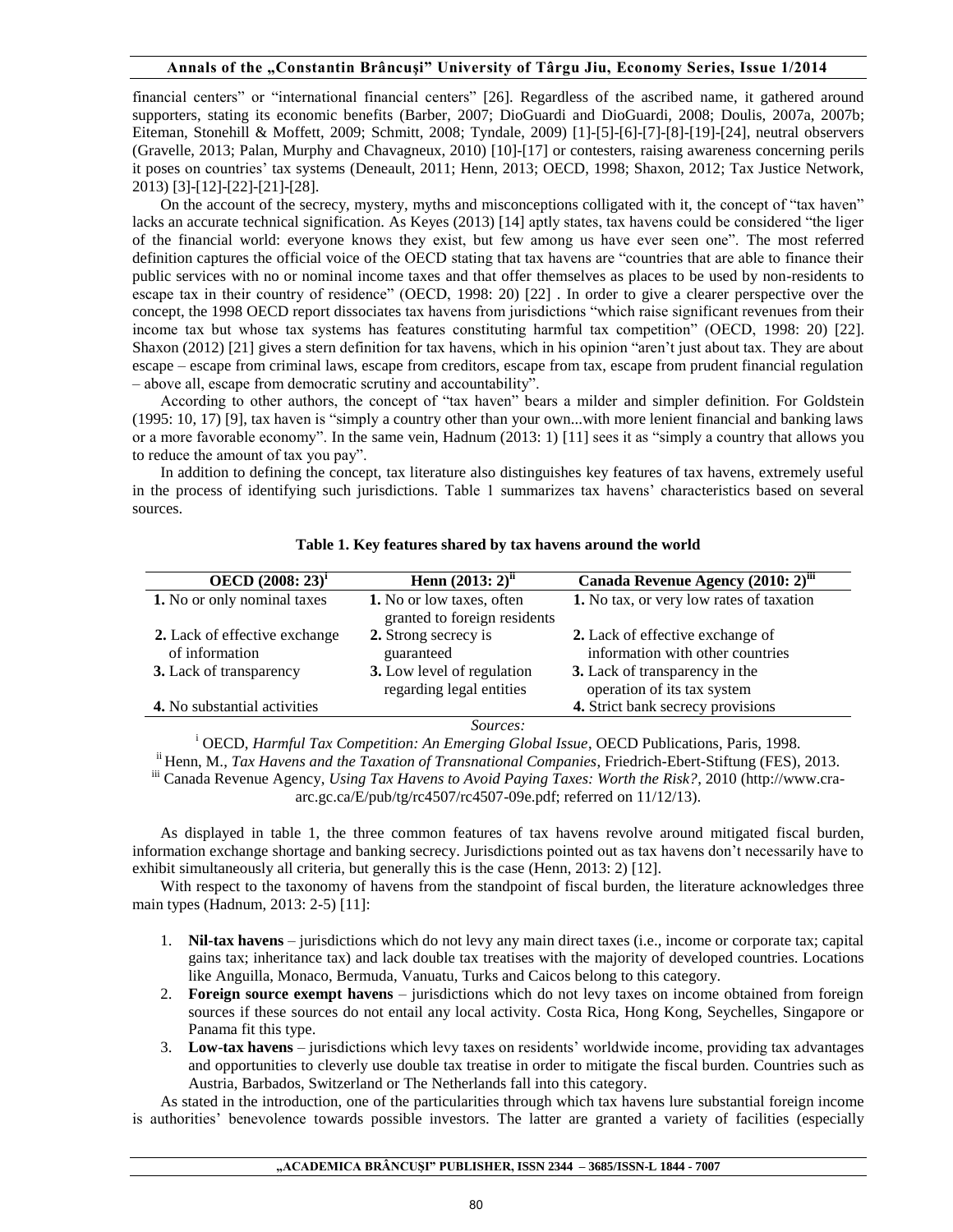financial centers" or "international financial centers" [26]. Regardless of the ascribed name, it gathered around supporters, stating its economic benefits (Barber, 2007; DioGuardi and DioGuardi, 2008; Doulis, 2007a, 2007b; Eiteman, Stonehill & Moffett, 2009; Schmitt, 2008; Tyndale, 2009) [1]-[5]-[6]-[7]-[8]-[19]-[24], neutral observers (Gravelle, 2013; Palan, Murphy and Chavagneux, 2010) [10]-[17] or contesters, raising awareness concerning perils it poses on countries' tax systems (Deneault, 2011; Henn, 2013; OECD, 1998; Shaxon, 2012; Tax Justice Network, 2013) [3]-[12]-[22]-[21]-[28].

On the account of the secrecy, mystery, myths and misconceptions colligated with it, the concept of "tax haven" lacks an accurate technical signification. As Keyes (2013) [14] aptly states, tax havens could be considered "the liger of the financial world: everyone knows they exist, but few among us have ever seen one". The most referred definition captures the official voice of the OECD stating that tax havens are "countries that are able to finance their public services with no or nominal income taxes and that offer themselves as places to be used by non-residents to escape tax in their country of residence" (OECD, 1998: 20) [22] . In order to give a clearer perspective over the concept, the 1998 OECD report dissociates tax havens from jurisdictions "which raise significant revenues from their income tax but whose tax systems has features constituting harmful tax competition" (OECD, 1998: 20) [22]. Shaxon (2012) [21] gives a stern definition for tax havens, which in his opinion "aren't just about tax. They are about escape – escape from criminal laws, escape from creditors, escape from tax, escape from prudent financial regulation – above all, escape from democratic scrutiny and accountability".

According to other authors, the concept of "tax haven" bears a milder and simpler definition. For Goldstein (1995: 10, 17) [9], tax haven is "simply a country other than your own...with more lenient financial and banking laws or a more favorable economy". In the same vein, Hadnum (2013: 1) [11] sees it as "simply a country that allows you to reduce the amount of tax you pay".

In addition to defining the concept, tax literature also distinguishes key features of tax havens, extremely useful in the process of identifying such jurisdictions. Table 1 summarizes tax havens' characteristics based on several sources.

**Table 1. Key features shared by tax havens around the world**

| OECD (2008: 23)[i] | Henn (2013: 2)[ii] | Canada Revenue Agency (2010: 2)[iii] |
|---|---|---|
| **1.** No or only nominal taxes | **1.** No or low taxes, often granted to foreign residents | **1.** No tax, or very low rates of taxation |
| **2.** Lack of effective exchange of information | **2.** Strong secrecy is guaranteed | **2.** Lack of effective exchange of information with other countries |
| **3.** Lack of transparency | **3.** Low level of regulation regarding legal entities | **3.** Lack of transparency in the operation of its tax system |
| **4.** No substantial activities | | **4.** Strict bank secrecy provisions |

*Sources:*

[i] OECD, *Harmful Tax Competition: An Emerging Global Issue*, OECD Publications, Paris, 1998.
[ii] Henn, M., *Tax Havens and the Taxation of Transnational Companies*, Friedrich-Ebert-Stiftung (FES), 2013.
[iii] Canada Revenue Agency, *Using Tax Havens to Avoid Paying Taxes: Worth the Risk?*, 2010 (http://www.cra-arc.gc.ca/E/pub/tg/rc4507/rc4507-09e.pdf; referred on 11/12/13).

As displayed in table 1, the three common features of tax havens revolve around mitigated fiscal burden, information exchange shortage and banking secrecy. Jurisdictions pointed out as tax havens don't necessarily have to exhibit simultaneously all criteria, but generally this is the case (Henn, 2013: 2) [12].

With respect to the taxonomy of havens from the standpoint of fiscal burden, the literature acknowledges three main types (Hadnum, 2013: 2-5) [11]:

1. **Nil-tax havens** – jurisdictions which do not levy any main direct taxes (i.e., income or corporate tax; capital gains tax; inheritance tax) and lack double tax treatises with the majority of developed countries. Locations like Anguilla, Monaco, Bermuda, Vanuatu, Turks and Caicos belong to this category.
2. **Foreign source exempt havens** – jurisdictions which do not levy taxes on income obtained from foreign sources if these sources do not entail any local activity. Costa Rica, Hong Kong, Seychelles, Singapore or Panama fit this type.
3. **Low-tax havens** – jurisdictions which levy taxes on residents' worldwide income, providing tax advantages and opportunities to cleverly use double tax treatise in order to mitigate the fiscal burden. Countries such as Austria, Barbados, Switzerland or The Netherlands fall into this category.

As stated in the introduction, one of the particularities through which tax havens lure substantial foreign income is authorities' benevolence towards possible investors. The latter are granted a variety of facilities (especially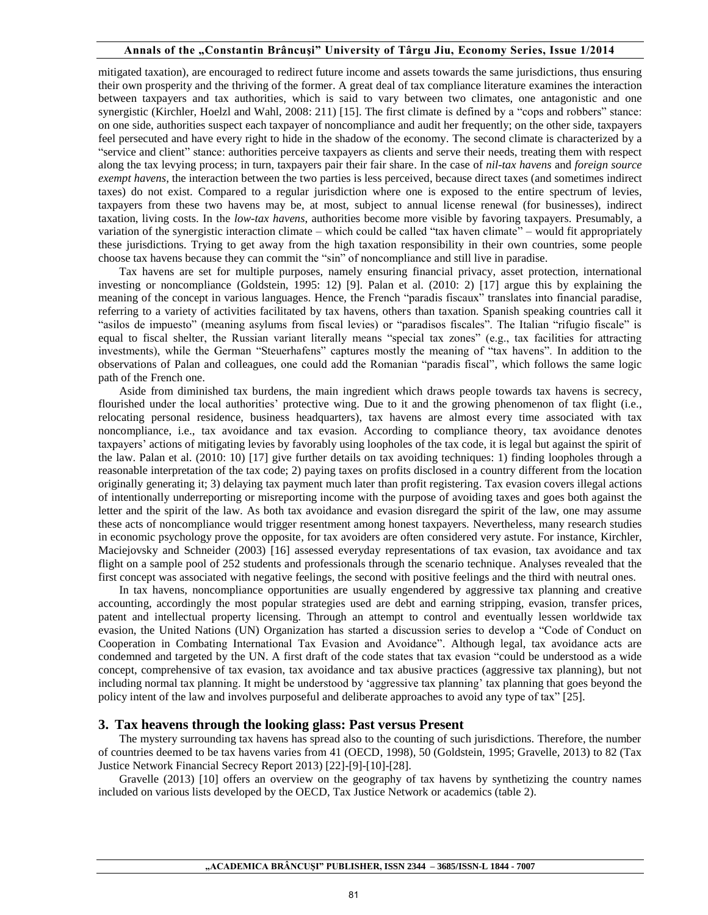mitigated taxation), are encouraged to redirect future income and assets towards the same jurisdictions, thus ensuring their own prosperity and the thriving of the former. A great deal of tax compliance literature examines the interaction between taxpayers and tax authorities, which is said to vary between two climates, one antagonistic and one synergistic (Kirchler, Hoelzl and Wahl, 2008: 211) [15]. The first climate is defined by a "cops and robbers" stance: on one side, authorities suspect each taxpayer of noncompliance and audit her frequently; on the other side, taxpayers feel persecuted and have every right to hide in the shadow of the economy. The second climate is characterized by a "service and client" stance: authorities perceive taxpayers as clients and serve their needs, treating them with respect along the tax levying process; in turn, taxpayers pair their fair share. In the case of *nil-tax havens* and *foreign source exempt havens*, the interaction between the two parties is less perceived, because direct taxes (and sometimes indirect taxes) do not exist. Compared to a regular jurisdiction where one is exposed to the entire spectrum of levies, taxpayers from these two havens may be, at most, subject to annual license renewal (for businesses), indirect taxation, living costs. In the *low-tax havens*, authorities become more visible by favoring taxpayers. Presumably, a variation of the synergistic interaction climate – which could be called "tax haven climate" – would fit appropriately these jurisdictions. Trying to get away from the high taxation responsibility in their own countries, some people choose tax havens because they can commit the "sin" of noncompliance and still live in paradise.

Tax havens are set for multiple purposes, namely ensuring financial privacy, asset protection, international investing or noncompliance (Goldstein, 1995: 12) [9]. Palan et al. (2010: 2) [17] argue this by explaining the meaning of the concept in various languages. Hence, the French "paradis fiscaux" translates into financial paradise, referring to a variety of activities facilitated by tax havens, others than taxation. Spanish speaking countries call it "asilos de impuesto" (meaning asylums from fiscal levies) or "paradisos fiscales". The Italian "rifugio fiscale" is equal to fiscal shelter, the Russian variant literally means "special tax zones" (e.g., tax facilities for attracting investments), while the German "Steuerhafens" captures mostly the meaning of "tax havens". In addition to the observations of Palan and colleagues, one could add the Romanian "paradis fiscal", which follows the same logic path of the French one.

Aside from diminished tax burdens, the main ingredient which draws people towards tax havens is secrecy, flourished under the local authorities' protective wing. Due to it and the growing phenomenon of tax flight (i.e., relocating personal residence, business headquarters), tax havens are almost every time associated with tax noncompliance, i.e., tax avoidance and tax evasion. According to compliance theory, tax avoidance denotes taxpayers' actions of mitigating levies by favorably using loopholes of the tax code, it is legal but against the spirit of the law. Palan et al. (2010: 10) [17] give further details on tax avoiding techniques: 1) finding loopholes through a reasonable interpretation of the tax code; 2) paying taxes on profits disclosed in a country different from the location originally generating it; 3) delaying tax payment much later than profit registering. Tax evasion covers illegal actions of intentionally underreporting or misreporting income with the purpose of avoiding taxes and goes both against the letter and the spirit of the law. As both tax avoidance and evasion disregard the spirit of the law, one may assume these acts of noncompliance would trigger resentment among honest taxpayers. Nevertheless, many research studies in economic psychology prove the opposite, for tax avoiders are often considered very astute. For instance, Kirchler, Maciejovsky and Schneider (2003) [16] assessed everyday representations of tax evasion, tax avoidance and tax flight on a sample pool of 252 students and professionals through the scenario technique. Analyses revealed that the first concept was associated with negative feelings, the second with positive feelings and the third with neutral ones.

In tax havens, noncompliance opportunities are usually engendered by aggressive tax planning and creative accounting, accordingly the most popular strategies used are debt and earning stripping, evasion, transfer prices, patent and intellectual property licensing. Through an attempt to control and eventually lessen worldwide tax evasion, the United Nations (UN) Organization has started a discussion series to develop a "Code of Conduct on Cooperation in Combating International Tax Evasion and Avoidance". Although legal, tax avoidance acts are condemned and targeted by the UN. A first draft of the code states that tax evasion "could be understood as a wide concept, comprehensive of tax evasion, tax avoidance and tax abusive practices (aggressive tax planning), but not including normal tax planning. It might be understood by 'aggressive tax planning' tax planning that goes beyond the policy intent of the law and involves purposeful and deliberate approaches to avoid any type of tax" [25].

## 3. Tax heavens through the looking glass: Past versus Present

The mystery surrounding tax havens has spread also to the counting of such jurisdictions. Therefore, the number of countries deemed to be tax havens varies from 41 (OECD, 1998), 50 (Goldstein, 1995; Gravelle, 2013) to 82 (Tax Justice Network Financial Secrecy Report 2013) [22]-[9]-[10]-[28].

Gravelle (2013) [10] offers an overview on the geography of tax havens by synthetizing the country names included on various lists developed by the OECD, Tax Justice Network or academics (table 2).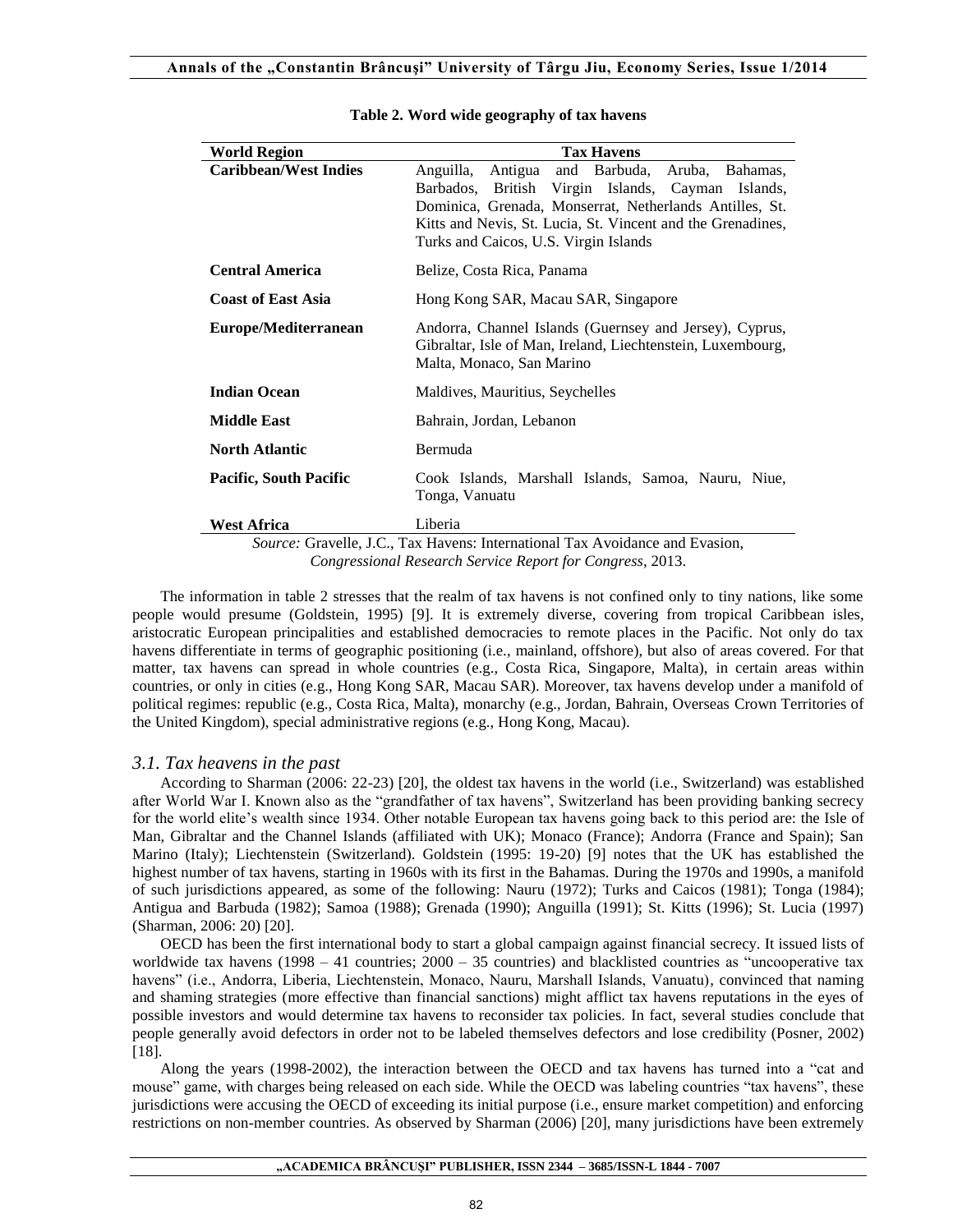**Table 2. Word wide geography of tax havens**

| World Region | Tax Havens |
|---|---|
| **Caribbean/West Indies** | Anguilla, Antigua and Barbuda, Aruba, Bahamas, Barbados, British Virgin Islands, Cayman Islands, Dominica, Grenada, Monserrat, Netherlands Antilles, St. Kitts and Nevis, St. Lucia, St. Vincent and the Grenadines, Turks and Caicos, U.S. Virgin Islands |
| **Central America** | Belize, Costa Rica, Panama |
| **Coast of East Asia** | Hong Kong SAR, Macau SAR, Singapore |
| **Europe/Mediterranean** | Andorra, Channel Islands (Guernsey and Jersey), Cyprus, Gibraltar, Isle of Man, Ireland, Liechtenstein, Luxembourg, Malta, Monaco, San Marino |
| **Indian Ocean** | Maldives, Mauritius, Seychelles |
| **Middle East** | Bahrain, Jordan, Lebanon |
| **North Atlantic** | Bermuda |
| **Pacific, South Pacific** | Cook Islands, Marshall Islands, Samoa, Nauru, Niue, Tonga, Vanuatu |
| **West Africa** | Liberia |

*Source:* Gravelle, J.C., Tax Havens: International Tax Avoidance and Evasion, *Congressional Research Service Report for Congress*, 2013.

The information in table 2 stresses that the realm of tax havens is not confined only to tiny nations, like some people would presume (Goldstein, 1995) [9]. It is extremely diverse, covering from tropical Caribbean isles, aristocratic European principalities and established democracies to remote places in the Pacific. Not only do tax havens differentiate in terms of geographic positioning (i.e., mainland, offshore), but also of areas covered. For that matter, tax havens can spread in whole countries (e.g., Costa Rica, Singapore, Malta), in certain areas within countries, or only in cities (e.g., Hong Kong SAR, Macau SAR). Moreover, tax havens develop under a manifold of political regimes: republic (e.g., Costa Rica, Malta), monarchy (e.g., Jordan, Bahrain, Overseas Crown Territories of the United Kingdom), special administrative regions (e.g., Hong Kong, Macau).

### *3.1. Tax heavens in the past*

According to Sharman (2006: 22-23) [20], the oldest tax havens in the world (i.e., Switzerland) was established after World War I. Known also as the "grandfather of tax havens", Switzerland has been providing banking secrecy for the world elite's wealth since 1934. Other notable European tax havens going back to this period are: the Isle of Man, Gibraltar and the Channel Islands (affiliated with UK); Monaco (France); Andorra (France and Spain); San Marino (Italy); Liechtenstein (Switzerland). Goldstein (1995: 19-20) [9] notes that the UK has established the highest number of tax havens, starting in 1960s with its first in the Bahamas. During the 1970s and 1990s, a manifold of such jurisdictions appeared, as some of the following: Nauru (1972); Turks and Caicos (1981); Tonga (1984); Antigua and Barbuda (1982); Samoa (1988); Grenada (1990); Anguilla (1991); St. Kitts (1996); St. Lucia (1997) (Sharman, 2006: 20) [20].

OECD has been the first international body to start a global campaign against financial secrecy. It issued lists of worldwide tax havens (1998 – 41 countries; 2000 – 35 countries) and blacklisted countries as "uncooperative tax havens" (i.e., Andorra, Liberia, Liechtenstein, Monaco, Nauru, Marshall Islands, Vanuatu), convinced that naming and shaming strategies (more effective than financial sanctions) might afflict tax havens reputations in the eyes of possible investors and would determine tax havens to reconsider tax policies. In fact, several studies conclude that people generally avoid defectors in order not to be labeled themselves defectors and lose credibility (Posner, 2002) [18].

Along the years (1998-2002), the interaction between the OECD and tax havens has turned into a "cat and mouse" game, with charges being released on each side. While the OECD was labeling countries "tax havens", these jurisdictions were accusing the OECD of exceeding its initial purpose (i.e., ensure market competition) and enforcing restrictions on non-member countries. As observed by Sharman (2006) [20], many jurisdictions have been extremely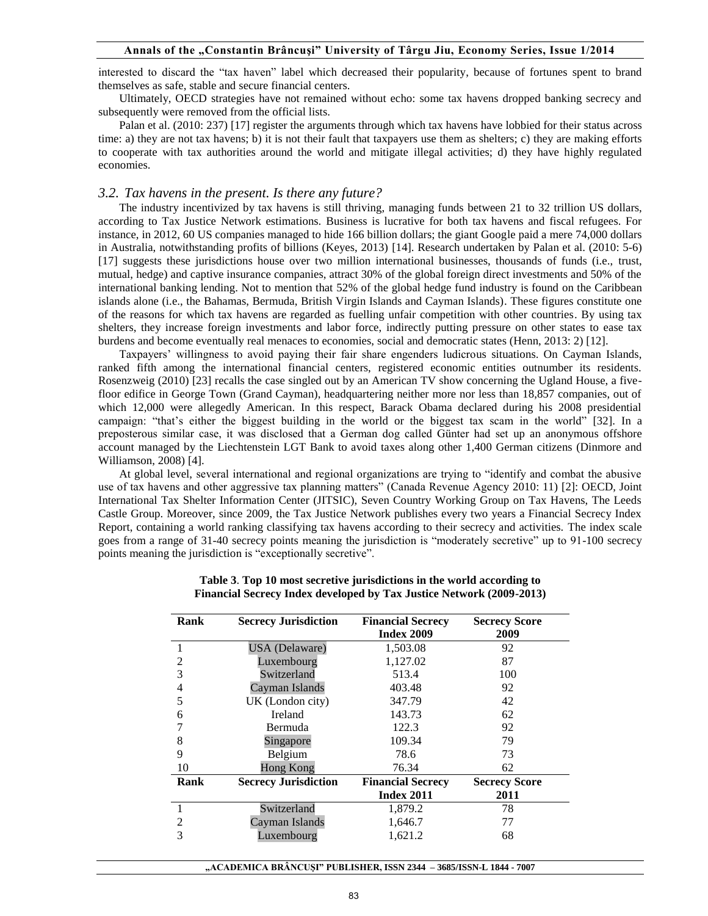interested to discard the "tax haven" label which decreased their popularity, because of fortunes spent to brand themselves as safe, stable and secure financial centers.

Ultimately, OECD strategies have not remained without echo: some tax havens dropped banking secrecy and subsequently were removed from the official lists.

Palan et al. (2010: 237) [17] register the arguments through which tax havens have lobbied for their status across time: a) they are not tax havens; b) it is not their fault that taxpayers use them as shelters; c) they are making efforts to cooperate with tax authorities around the world and mitigate illegal activities; d) they have highly regulated economies.

### *3.2. Tax havens in the present. Is there any future?*

The industry incentivized by tax havens is still thriving, managing funds between 21 to 32 trillion US dollars, according to Tax Justice Network estimations. Business is lucrative for both tax havens and fiscal refugees. For instance, in 2012, 60 US companies managed to hide 166 billion dollars; the giant Google paid a mere 74,000 dollars in Australia, notwithstanding profits of billions (Keyes, 2013) [14]. Research undertaken by Palan et al. (2010: 5-6) [17] suggests these jurisdictions house over two million international businesses, thousands of funds (i.e., trust, mutual, hedge) and captive insurance companies, attract 30% of the global foreign direct investments and 50% of the international banking lending. Not to mention that 52% of the global hedge fund industry is found on the Caribbean islands alone (i.e., the Bahamas, Bermuda, British Virgin Islands and Cayman Islands). These figures constitute one of the reasons for which tax havens are regarded as fuelling unfair competition with other countries. By using tax shelters, they increase foreign investments and labor force, indirectly putting pressure on other states to ease tax burdens and become eventually real menaces to economies, social and democratic states (Henn, 2013: 2) [12].

Taxpayers' willingness to avoid paying their fair share engenders ludicrous situations. On Cayman Islands, ranked fifth among the international financial centers, registered economic entities outnumber its residents. Rosenzweig (2010) [23] recalls the case singled out by an American TV show concerning the Ugland House, a five-floor edifice in George Town (Grand Cayman), headquartering neither more nor less than 18,857 companies, out of which 12,000 were allegedly American. In this respect, Barack Obama declared during his 2008 presidential campaign: "that's either the biggest building in the world or the biggest tax scam in the world" [32]. In a preposterous similar case, it was disclosed that a German dog called Günter had set up an anonymous offshore account managed by the Liechtenstein LGT Bank to avoid taxes along other 1,400 German citizens (Dinmore and Williamson, 2008) [4].

At global level, several international and regional organizations are trying to "identify and combat the abusive use of tax havens and other aggressive tax planning matters" (Canada Revenue Agency 2010: 11) [2]: OECD, Joint International Tax Shelter Information Center (JITSIC), Seven Country Working Group on Tax Havens, The Leeds Castle Group. Moreover, since 2009, the Tax Justice Network publishes every two years a Financial Secrecy Index Report, containing a world ranking classifying tax havens according to their secrecy and activities. The index scale goes from a range of 31-40 secrecy points meaning the jurisdiction is "moderately secretive" up to 91-100 secrecy points meaning the jurisdiction is "exceptionally secretive".

**Table 3. Top 10 most secretive jurisdictions in the world according to Financial Secrecy Index developed by Tax Justice Network (2009-2013)**

| Rank | Secrecy Jurisdiction | Financial Secrecy Index 2009 | Secrecy Score 2009 |
|---|---|---|---|
| 1 | USA (Delaware) | 1,503.08 | 92 |
| 2 | Luxembourg | 1,127.02 | 87 |
| 3 | Switzerland | 513.4 | 100 |
| 4 | Cayman Islands | 403.48 | 92 |
| 5 | UK (London city) | 347.79 | 42 |
| 6 | Ireland | 143.73 | 62 |
| 7 | Bermuda | 122.3 | 92 |
| 8 | Singapore | 109.34 | 79 |
| 9 | Belgium | 78.6 | 73 |
| 10 | Hong Kong | 76.34 | 62 |
| **Rank** | **Secrecy Jurisdiction** | **Financial Secrecy Index 2011** | **Secrecy Score 2011** |
| 1 | Switzerland | 1,879.2 | 78 |
| 2 | Cayman Islands | 1,646.7 | 77 |
| 3 | Luxembourg | 1,621.2 | 68 |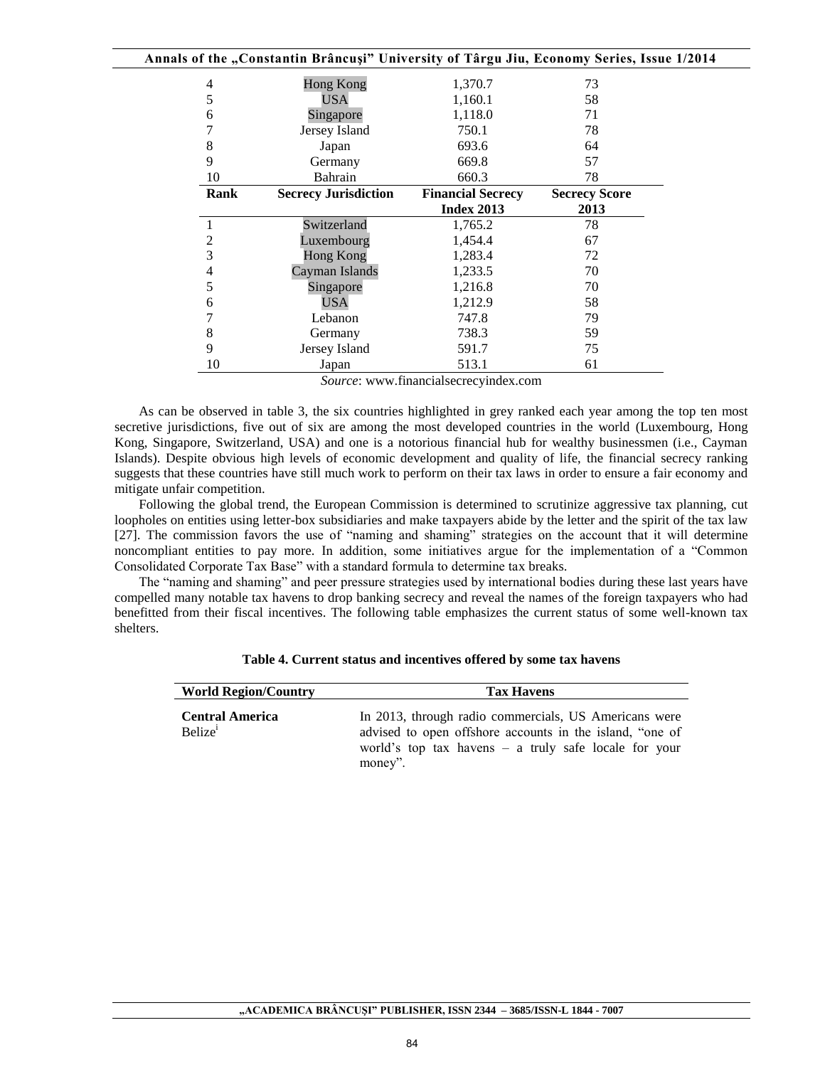| Rank | Secrecy Jurisdiction | Financial Secrecy Index | Secrecy Score |
|---|---|---|---|
| 4 | Hong Kong | 1,370.7 | 73 |
| 5 | USA | 1,160.1 | 58 |
| 6 | Singapore | 1,118.0 | 71 |
| 7 | Jersey Island | 750.1 | 78 |
| 8 | Japan | 693.6 | 64 |
| 9 | Germany | 669.8 | 57 |
| 10 | Bahrain | 660.3 | 78 |
| **Rank** | **Secrecy Jurisdiction** | **Financial Secrecy Index 2013** | **Secrecy Score 2013** |
| 1 | Switzerland | 1,765.2 | 78 |
| 2 | Luxembourg | 1,454.4 | 67 |
| 3 | Hong Kong | 1,283.4 | 72 |
| 4 | Cayman Islands | 1,233.5 | 70 |
| 5 | Singapore | 1,216.8 | 70 |
| 6 | USA | 1,212.9 | 58 |
| 7 | Lebanon | 747.8 | 79 |
| 8 | Germany | 738.3 | 59 |
| 9 | Jersey Island | 591.7 | 75 |
| 10 | Japan | 513.1 | 61 |

*Source*: www.financialsecrecyindex.com

As can be observed in table 3, the six countries highlighted in grey ranked each year among the top ten most secretive jurisdictions, five out of six are among the most developed countries in the world (Luxembourg, Hong Kong, Singapore, Switzerland, USA) and one is a notorious financial hub for wealthy businessmen (i.e., Cayman Islands). Despite obvious high levels of economic development and quality of life, the financial secrecy ranking suggests that these countries have still much work to perform on their tax laws in order to ensure a fair economy and mitigate unfair competition.

Following the global trend, the European Commission is determined to scrutinize aggressive tax planning, cut loopholes on entities using letter-box subsidiaries and make taxpayers abide by the letter and the spirit of the tax law [27]. The commission favors the use of "naming and shaming" strategies on the account that it will determine noncompliant entities to pay more. In addition, some initiatives argue for the implementation of a "Common Consolidated Corporate Tax Base" with a standard formula to determine tax breaks.

The "naming and shaming" and peer pressure strategies used by international bodies during these last years have compelled many notable tax havens to drop banking secrecy and reveal the names of the foreign taxpayers who had benefitted from their fiscal incentives. The following table emphasizes the current status of some well-known tax shelters.

**Table 4. Current status and incentives offered by some tax havens**

| World Region/Country | Tax Havens |
|---|---|
| **Central America** Belize[i] | In 2013, through radio commercials, US Americans were advised to open offshore accounts in the island, "one of world's top tax havens – a truly safe locale for your money". |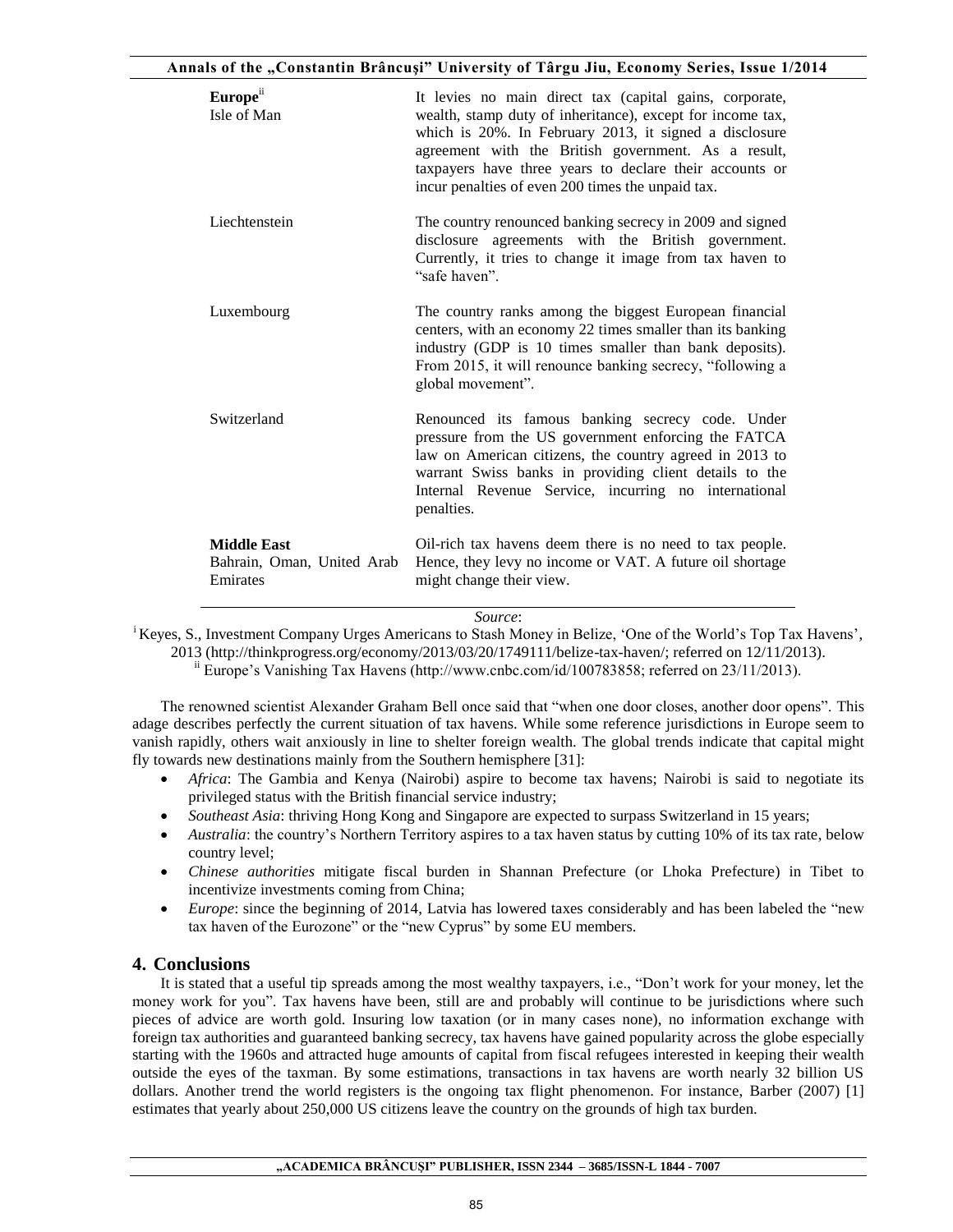| | |
|---|---|
| **Europe**[ii] Isle of Man | It levies no main direct tax (capital gains, corporate, wealth, stamp duty of inheritance), except for income tax, which is 20%. In February 2013, it signed a disclosure agreement with the British government. As a result, taxpayers have three years to declare their accounts or incur penalties of even 200 times the unpaid tax. |
| Liechtenstein | The country renounced banking secrecy in 2009 and signed disclosure agreements with the British government. Currently, it tries to change it image from tax haven to "safe haven". |
| Luxembourg | The country ranks among the biggest European financial centers, with an economy 22 times smaller than its banking industry (GDP is 10 times smaller than bank deposits). From 2015, it will renounce banking secrecy, "following a global movement". |
| Switzerland | Renounced its famous banking secrecy code. Under pressure from the US government enforcing the FATCA law on American citizens, the country agreed in 2013 to warrant Swiss banks in providing client details to the Internal Revenue Service, incurring no international penalties. |
| **Middle East** Bahrain, Oman, United Arab Emirates | Oil-rich tax havens deem there is no need to tax people. Hence, they levy no income or VAT. A future oil shortage might change their view. |

*Source*:

[i] Keyes, S., Investment Company Urges Americans to Stash Money in Belize, 'One of the World's Top Tax Havens', 2013 (http://thinkprogress.org/economy/2013/03/20/1749111/belize-tax-haven/; referred on 12/11/2013).

[ii] Europe's Vanishing Tax Havens (http://www.cnbc.com/id/100783858; referred on 23/11/2013).

The renowned scientist Alexander Graham Bell once said that "when one door closes, another door opens". This adage describes perfectly the current situation of tax havens. While some reference jurisdictions in Europe seem to vanish rapidly, others wait anxiously in line to shelter foreign wealth. The global trends indicate that capital might fly towards new destinations mainly from the Southern hemisphere [31]:

- *Africa*: The Gambia and Kenya (Nairobi) aspire to become tax havens; Nairobi is said to negotiate its privileged status with the British financial service industry;
- *Southeast Asia*: thriving Hong Kong and Singapore are expected to surpass Switzerland in 15 years;
- *Australia*: the country's Northern Territory aspires to a tax haven status by cutting 10% of its tax rate, below country level;
- *Chinese authorities* mitigate fiscal burden in Shannan Prefecture (or Lhoka Prefecture) in Tibet to incentivize investments coming from China;
- *Europe*: since the beginning of 2014, Latvia has lowered taxes considerably and has been labeled the "new tax haven of the Eurozone" or the "new Cyprus" by some EU members.

## 4. Conclusions

It is stated that a useful tip spreads among the most wealthy taxpayers, i.e., "Don't work for your money, let the money work for you". Tax havens have been, still are and probably will continue to be jurisdictions where such pieces of advice are worth gold. Insuring low taxation (or in many cases none), no information exchange with foreign tax authorities and guaranteed banking secrecy, tax havens have gained popularity across the globe especially starting with the 1960s and attracted huge amounts of capital from fiscal refugees interested in keeping their wealth outside the eyes of the taxman. By some estimations, transactions in tax havens are worth nearly 32 billion US dollars. Another trend the world registers is the ongoing tax flight phenomenon. For instance, Barber (2007) [1] estimates that yearly about 250,000 US citizens leave the country on the grounds of high tax burden.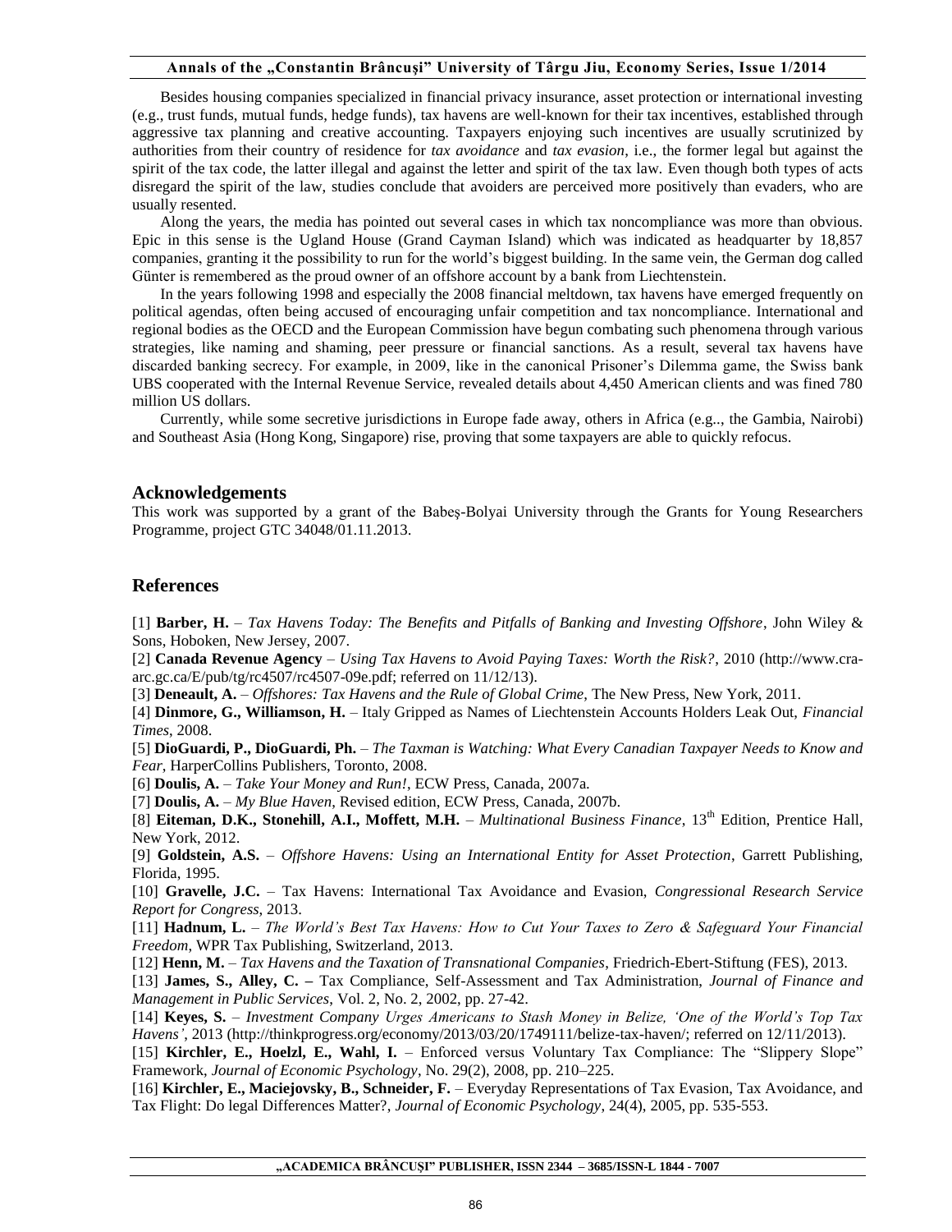Besides housing companies specialized in financial privacy insurance, asset protection or international investing (e.g., trust funds, mutual funds, hedge funds), tax havens are well-known for their tax incentives, established through aggressive tax planning and creative accounting. Taxpayers enjoying such incentives are usually scrutinized by authorities from their country of residence for *tax avoidance* and *tax evasion*, i.e., the former legal but against the spirit of the tax code, the latter illegal and against the letter and spirit of the tax law. Even though both types of acts disregard the spirit of the law, studies conclude that avoiders are perceived more positively than evaders, who are usually resented.

Along the years, the media has pointed out several cases in which tax noncompliance was more than obvious. Epic in this sense is the Ugland House (Grand Cayman Island) which was indicated as headquarter by 18,857 companies, granting it the possibility to run for the world's biggest building. In the same vein, the German dog called Günter is remembered as the proud owner of an offshore account by a bank from Liechtenstein.

In the years following 1998 and especially the 2008 financial meltdown, tax havens have emerged frequently on political agendas, often being accused of encouraging unfair competition and tax noncompliance. International and regional bodies as the OECD and the European Commission have begun combating such phenomena through various strategies, like naming and shaming, peer pressure or financial sanctions. As a result, several tax havens have discarded banking secrecy. For example, in 2009, like in the canonical Prisoner's Dilemma game, the Swiss bank UBS cooperated with the Internal Revenue Service, revealed details about 4,450 American clients and was fined 780 million US dollars.

Currently, while some secretive jurisdictions in Europe fade away, others in Africa (e.g.., the Gambia, Nairobi) and Southeast Asia (Hong Kong, Singapore) rise, proving that some taxpayers are able to quickly refocus.

## Acknowledgements

This work was supported by a grant of the Babeş-Bolyai University through the Grants for Young Researchers Programme, project GTC 34048/01.11.2013.

## References

[1] **Barber, H.** – *Tax Havens Today: The Benefits and Pitfalls of Banking and Investing Offshore*, John Wiley & Sons, Hoboken, New Jersey, 2007.

[2] **Canada Revenue Agency** – *Using Tax Havens to Avoid Paying Taxes: Worth the Risk?*, 2010 (http://www.cra-arc.gc.ca/E/pub/tg/rc4507/rc4507-09e.pdf; referred on 11/12/13).

[3] **Deneault, A.** – *Offshores: Tax Havens and the Rule of Global Crime*, The New Press, New York, 2011.

[4] **Dinmore, G., Williamson, H.** – Italy Gripped as Names of Liechtenstein Accounts Holders Leak Out, *Financial Times*, 2008.

[5] **DioGuardi, P., DioGuardi, Ph.** – *The Taxman is Watching: What Every Canadian Taxpayer Needs to Know and Fear*, HarperCollins Publishers, Toronto, 2008.

[6] **Doulis, A.** – *Take Your Money and Run!*, ECW Press, Canada, 2007a.

[7] **Doulis, A.** – *My Blue Haven*, Revised edition, ECW Press, Canada, 2007b.

[8] **Eiteman, D.K., Stonehill, A.I., Moffett, M.H.** – *Multinational Business Finance*, 13th Edition, Prentice Hall, New York, 2012.

[9] **Goldstein, A.S.** – *Offshore Havens: Using an International Entity for Asset Protection*, Garrett Publishing, Florida, 1995.

[10] **Gravelle, J.C.** – Tax Havens: International Tax Avoidance and Evasion, *Congressional Research Service Report for Congress*, 2013.

[11] **Hadnum, L.** – *The World's Best Tax Havens: How to Cut Your Taxes to Zero & Safeguard Your Financial Freedom*, WPR Tax Publishing, Switzerland, 2013.

[12] **Henn, M.** – *Tax Havens and the Taxation of Transnational Companies*, Friedrich-Ebert-Stiftung (FES), 2013.

[13] **James, S., Alley, C. –** Tax Compliance, Self-Assessment and Tax Administration, *Journal of Finance and Management in Public Services*, Vol. 2, No. 2, 2002, pp. 27-42.

[14] **Keyes, S.** – *Investment Company Urges Americans to Stash Money in Belize, 'One of the World's Top Tax Havens'*, 2013 (http://thinkprogress.org/economy/2013/03/20/1749111/belize-tax-haven/; referred on 12/11/2013).

[15] **Kirchler, E., Hoelzl, E., Wahl, I.** – Enforced versus Voluntary Tax Compliance: The "Slippery Slope" Framework, *Journal of Economic Psychology*, No. 29(2), 2008, pp. 210–225.

[16] **Kirchler, E., Maciejovsky, B., Schneider, F.** – Everyday Representations of Tax Evasion, Tax Avoidance, and Tax Flight: Do legal Differences Matter?, *Journal of Economic Psychology*, 24(4), 2005, pp. 535-553.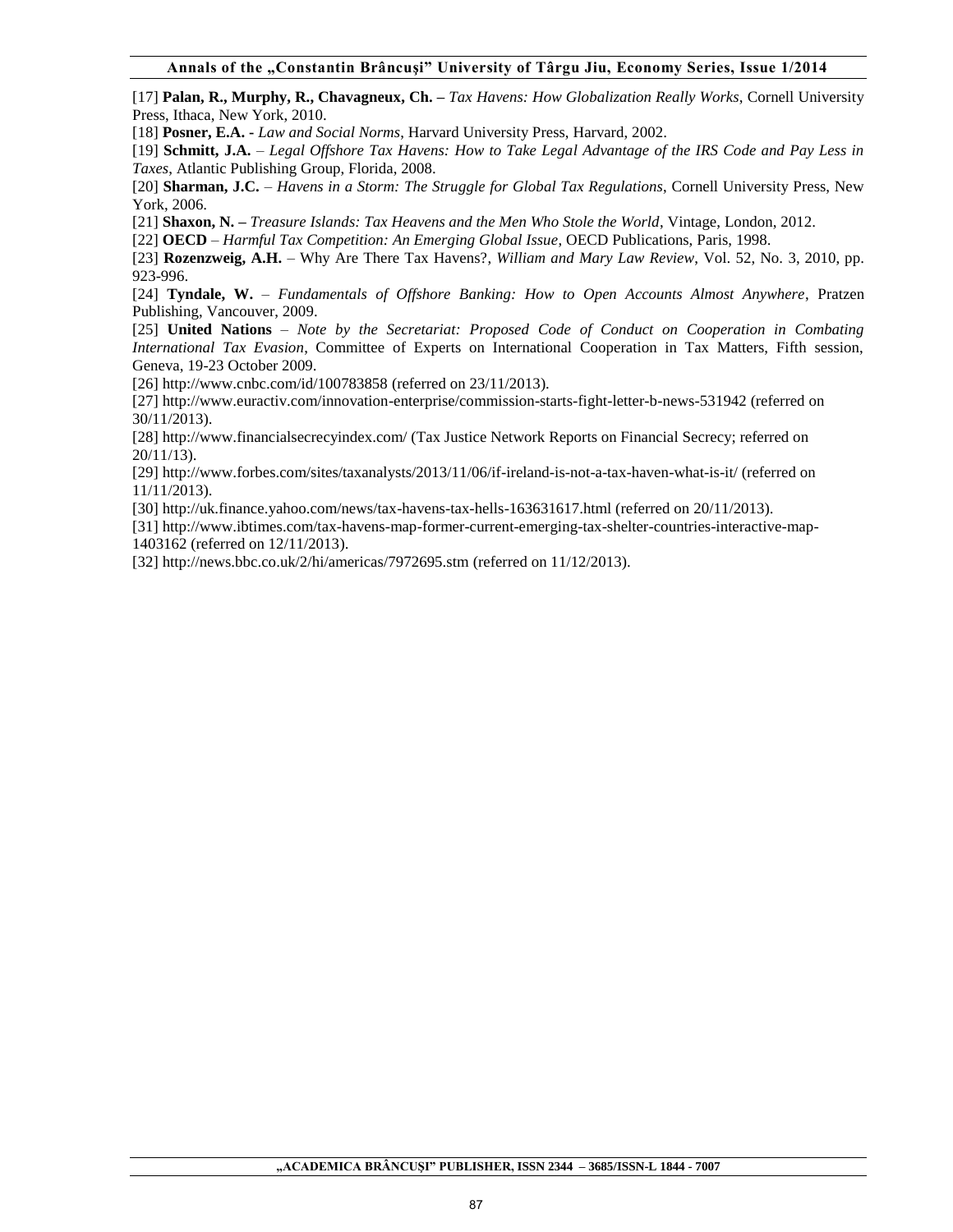[17] **Palan, R., Murphy, R., Chavagneux, Ch. –** *Tax Havens: How Globalization Really Works*, Cornell University Press, Ithaca, New York, 2010.

[18] **Posner, E.A.** - *Law and Social Norms*, Harvard University Press, Harvard, 2002.

[19] **Schmitt, J.A.** – *Legal Offshore Tax Havens: How to Take Legal Advantage of the IRS Code and Pay Less in Taxes*, Atlantic Publishing Group, Florida, 2008.

[20] **Sharman, J.C.** – *Havens in a Storm: The Struggle for Global Tax Regulations*, Cornell University Press, New York, 2006.

[21] **Shaxon, N. –** *Treasure Islands: Tax Heavens and the Men Who Stole the World*, Vintage, London, 2012.

[22] **OECD** – *Harmful Tax Competition: An Emerging Global Issue*, OECD Publications, Paris, 1998.

[23] **Rozenzweig, A.H.** – Why Are There Tax Havens?, *William and Mary Law Review*, Vol. 52, No. 3, 2010, pp. 923-996.

[24] **Tyndale, W.** – *Fundamentals of Offshore Banking: How to Open Accounts Almost Anywhere*, Pratzen Publishing, Vancouver, 2009.

[25] **United Nations** – *Note by the Secretariat: Proposed Code of Conduct on Cooperation in Combating International Tax Evasion*, Committee of Experts on International Cooperation in Tax Matters, Fifth session, Geneva, 19-23 October 2009.

[26] http://www.cnbc.com/id/100783858 (referred on 23/11/2013).

[27] http://www.euractiv.com/innovation-enterprise/commission-starts-fight-letter-b-news-531942 (referred on 30/11/2013).

[28] http://www.financialsecrecyindex.com/ (Tax Justice Network Reports on Financial Secrecy; referred on 20/11/13).

[29] http://www.forbes.com/sites/taxanalysts/2013/11/06/if-ireland-is-not-a-tax-haven-what-is-it/ (referred on 11/11/2013).

[30] http://uk.finance.yahoo.com/news/tax-havens-tax-hells-163631617.html (referred on 20/11/2013).

[31] http://www.ibtimes.com/tax-havens-map-former-current-emerging-tax-shelter-countries-interactive-map-1403162 (referred on 12/11/2013).

[32] http://news.bbc.co.uk/2/hi/americas/7972695.stm (referred on 11/12/2013).